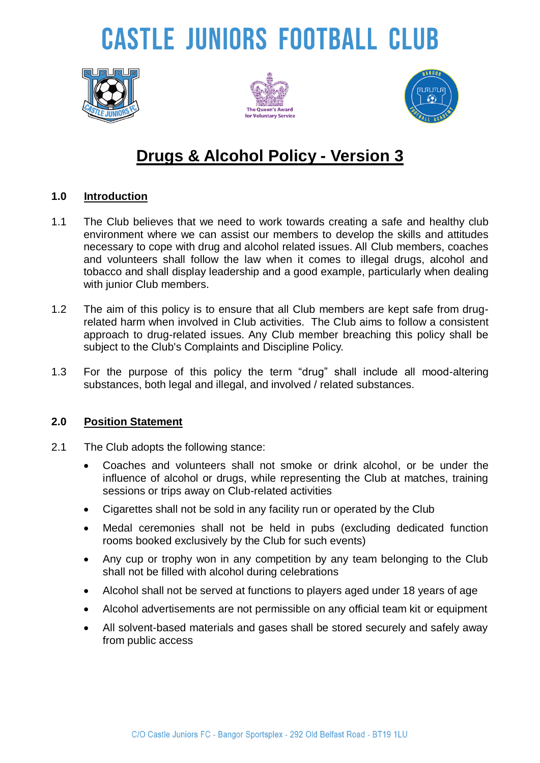# CASTLE JUNIORS FOOTBALL CLUB

## Drugs & Alcohol Policy - Version 3

### 1.0 Introduction

1.1 The Club believes that we need to work towards creating a safe and healthy club environment where we can assist our members to develop the skills and attitudes necessary to cope with drug and alcohol related issues. All Club members, coaches and volunteers shall follow the law when it comes to illegal drugs, alcohol and tobacco and shall display leadership and a good example, particularly when dealing with junior Club members.

1.2 The aim of this policy is to ensure that all Club members are kept safe from drug-related harm when involved in Club activities. The Club aims to follow a consistent approach to drug-related issues. Any Club member breaching this policy shall be subject to the Club's Complaints and Discipline Policy.

1.3 For the purpose of this policy the term “drug” shall include all mood-altering substances, both legal and illegal, and involved / related substances.

### 2.0 Position Statement

2.1 The Club adopts the following stance:

- Coaches and volunteers shall not smoke or drink alcohol, or be under the influence of alcohol or drugs, while representing the Club at matches, training sessions or trips away on Club-related activities
- Cigarettes shall not be sold in any facility run or operated by the Club
- Medal ceremonies shall not be held in pubs (excluding dedicated function rooms booked exclusively by the Club for such events)
- Any cup or trophy won in any competition by any team belonging to the Club shall not be filled with alcohol during celebrations
- Alcohol shall not be served at functions to players aged under 18 years of age
- Alcohol advertisements are not permissible on any official team kit or equipment
- All solvent-based materials and gases shall be stored securely and safely away from public access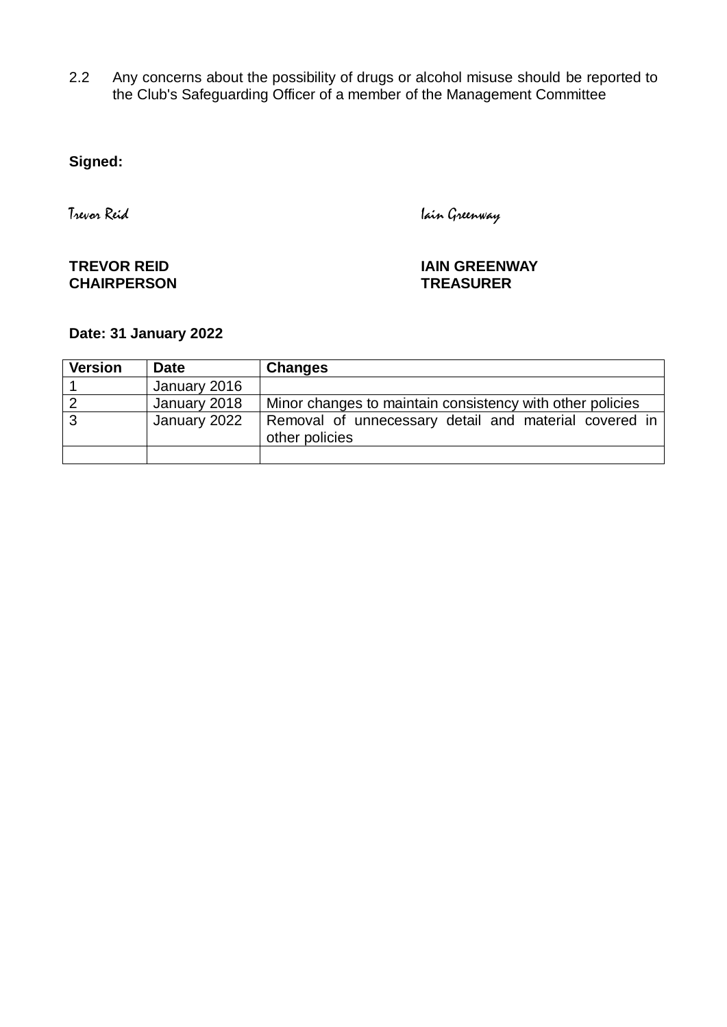2.2 Any concerns about the possibility of drugs or alcohol misuse should be reported to the Club's Safeguarding Officer of a member of the Management Committee

**Signed:**

*Trevor Reid*

**TREVOR REID**
**CHAIRPERSON**

*Iain Greenway*

**IAIN GREENWAY**
**TREASURER**

**Date: 31 January 2022**

| Version | Date | Changes |
|---|---|---|
| 1 | January 2016 | |
| 2 | January 2018 | Minor changes to maintain consistency with other policies |
| 3 | January 2022 | Removal of unnecessary detail and material covered in other policies |
| | | |